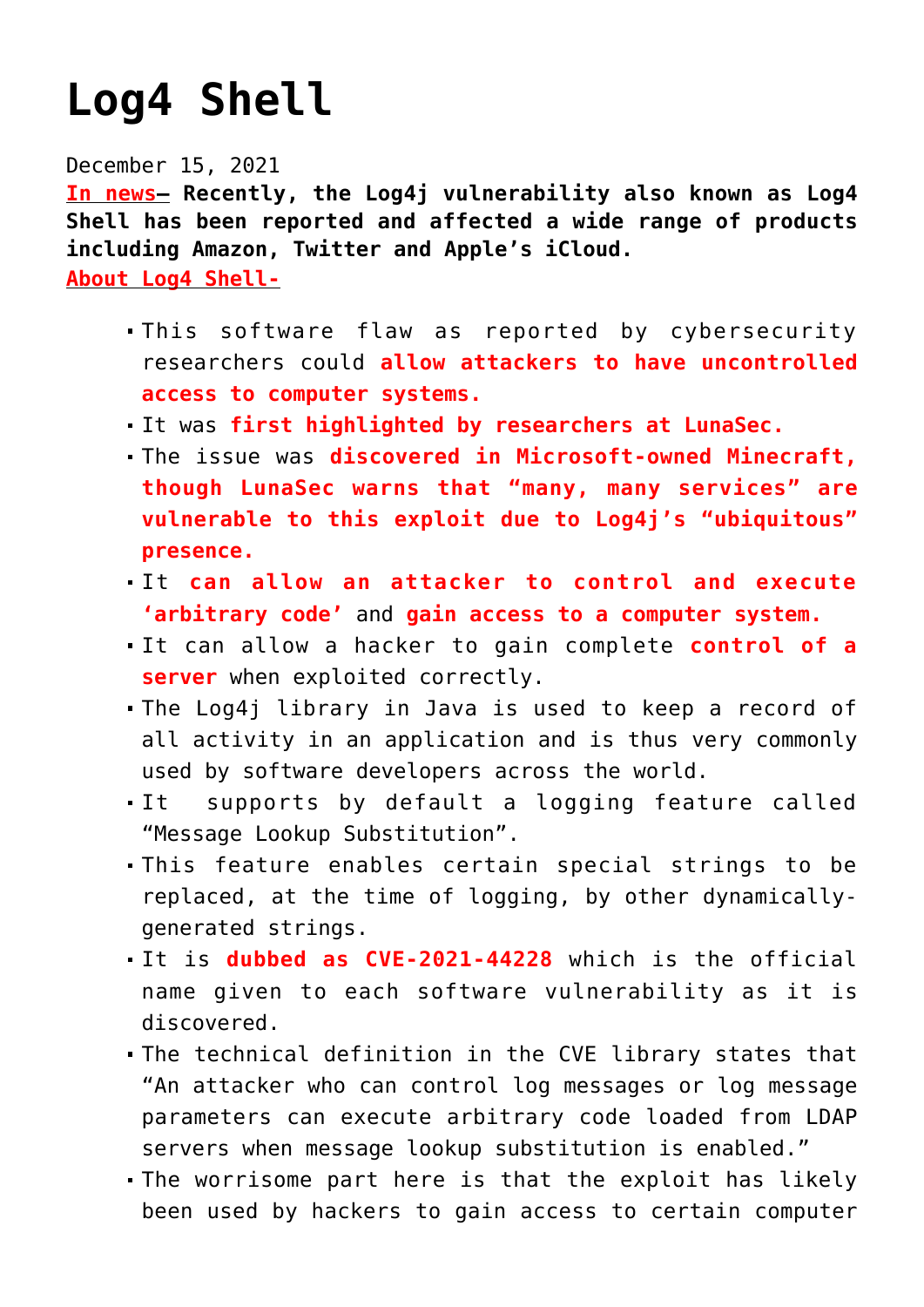# Log4 Shell

December 15, 2021

**In news– Recently, the Log4j vulnerability also known as Log4 Shell has been reported and affected a wide range of products including Amazon, Twitter and Apple's iCloud.**

**About Log4 Shell-**

- This software flaw as reported by cybersecurity researchers could **allow attackers to have uncontrolled access to computer systems.**
- It was **first highlighted by researchers at LunaSec.**
- The issue was **discovered in Microsoft-owned Minecraft, though LunaSec warns that "many, many services" are vulnerable to this exploit due to Log4j's "ubiquitous" presence.**
- It **can allow an attacker to control and execute 'arbitrary code'** and **gain access to a computer system.**
- It can allow a hacker to gain complete **control of a server** when exploited correctly.
- The Log4j library in Java is used to keep a record of all activity in an application and is thus very commonly used by software developers across the world.
- It supports by default a logging feature called "Message Lookup Substitution".
- This feature enables certain special strings to be replaced, at the time of logging, by other dynamically-generated strings.
- It is **dubbed as CVE-2021-44228** which is the official name given to each software vulnerability as it is discovered.
- The technical definition in the CVE library states that "An attacker who can control log messages or log message parameters can execute arbitrary code loaded from LDAP servers when message lookup substitution is enabled."
- The worrisome part here is that the exploit has likely been used by hackers to gain access to certain computer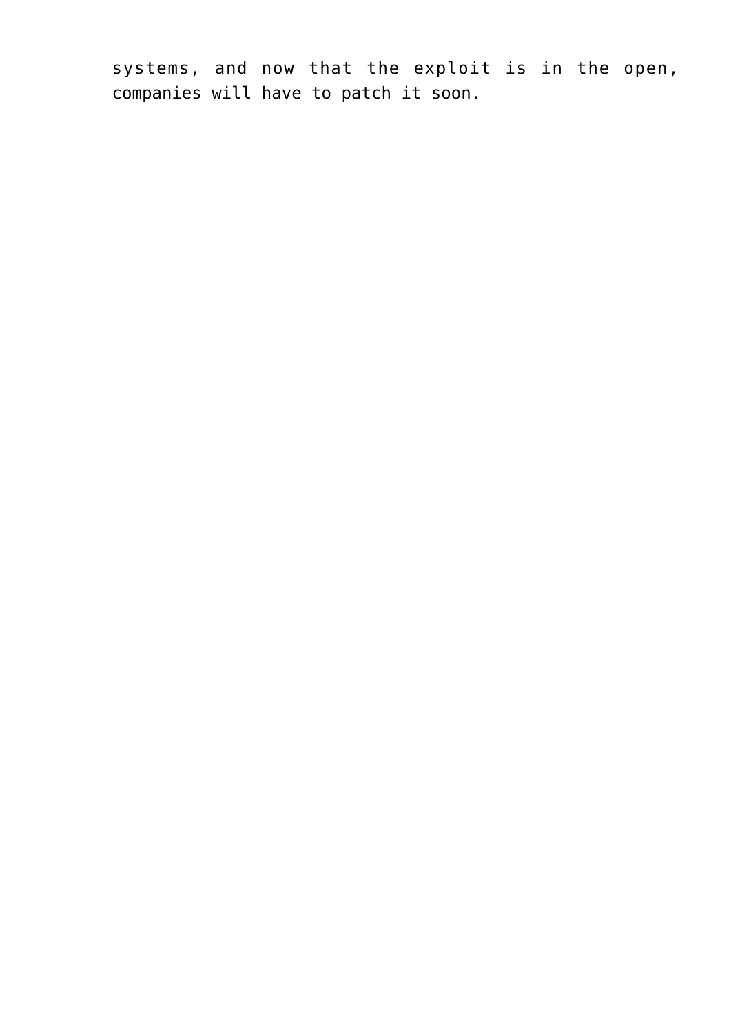systems, and now that the exploit is in the open, companies will have to patch it soon.